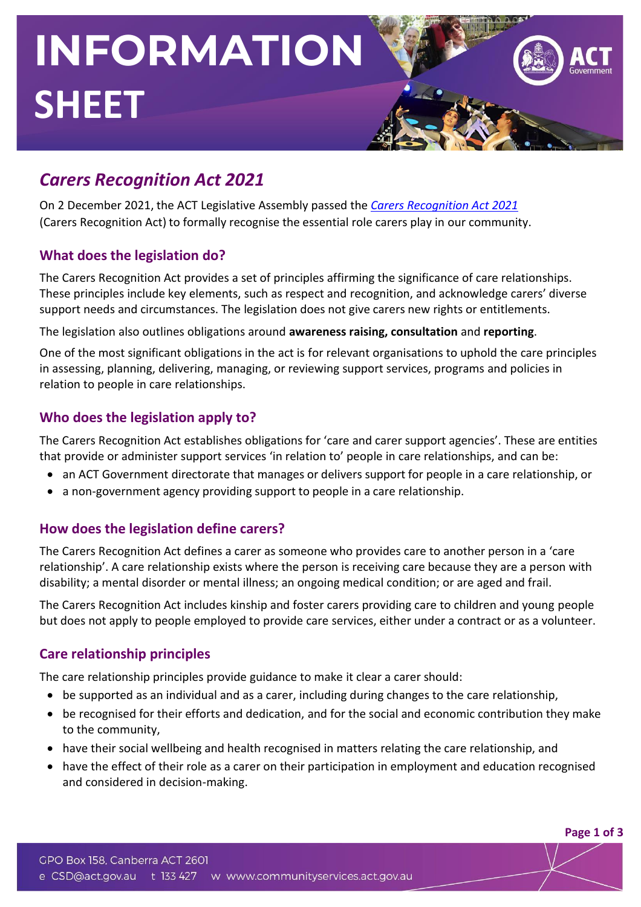# INFORMATION SHEET

## *Carers Recognition Act 2021*

On 2 December 2021, the ACT Legislative Assembly passed the *Carers Recognition Act 2021* (Carers Recognition Act) to formally recognise the essential role carers play in our community.

### What does the legislation do?

The Carers Recognition Act provides a set of principles affirming the significance of care relationships. These principles include key elements, such as respect and recognition, and acknowledge carers' diverse support needs and circumstances. The legislation does not give carers new rights or entitlements.

The legislation also outlines obligations around **awareness raising, consultation** and **reporting**.

One of the most significant obligations in the act is for relevant organisations to uphold the care principles in assessing, planning, delivering, managing, or reviewing support services, programs and policies in relation to people in care relationships.

### Who does the legislation apply to?

The Carers Recognition Act establishes obligations for 'care and carer support agencies'. These are entities that provide or administer support services 'in relation to' people in care relationships, and can be:

- an ACT Government directorate that manages or delivers support for people in a care relationship, or
- a non-government agency providing support to people in a care relationship.

### How does the legislation define carers?

The Carers Recognition Act defines a carer as someone who provides care to another person in a 'care relationship'. A care relationship exists where the person is receiving care because they are a person with disability; a mental disorder or mental illness; an ongoing medical condition; or are aged and frail.

The Carers Recognition Act includes kinship and foster carers providing care to children and young people but does not apply to people employed to provide care services, either under a contract or as a volunteer.

### Care relationship principles

The care relationship principles provide guidance to make it clear a carer should:

- be supported as an individual and as a carer, including during changes to the care relationship,
- be recognised for their efforts and dedication, and for the social and economic contribution they make to the community,
- have their social wellbeing and health recognised in matters relating the care relationship, and
- have the effect of their role as a carer on their participation in employment and education recognised and considered in decision-making.

GPO Box 158, Canberra ACT 2601
e CSD@act.gov.au t 133 427 w www.communityservices.act.gov.au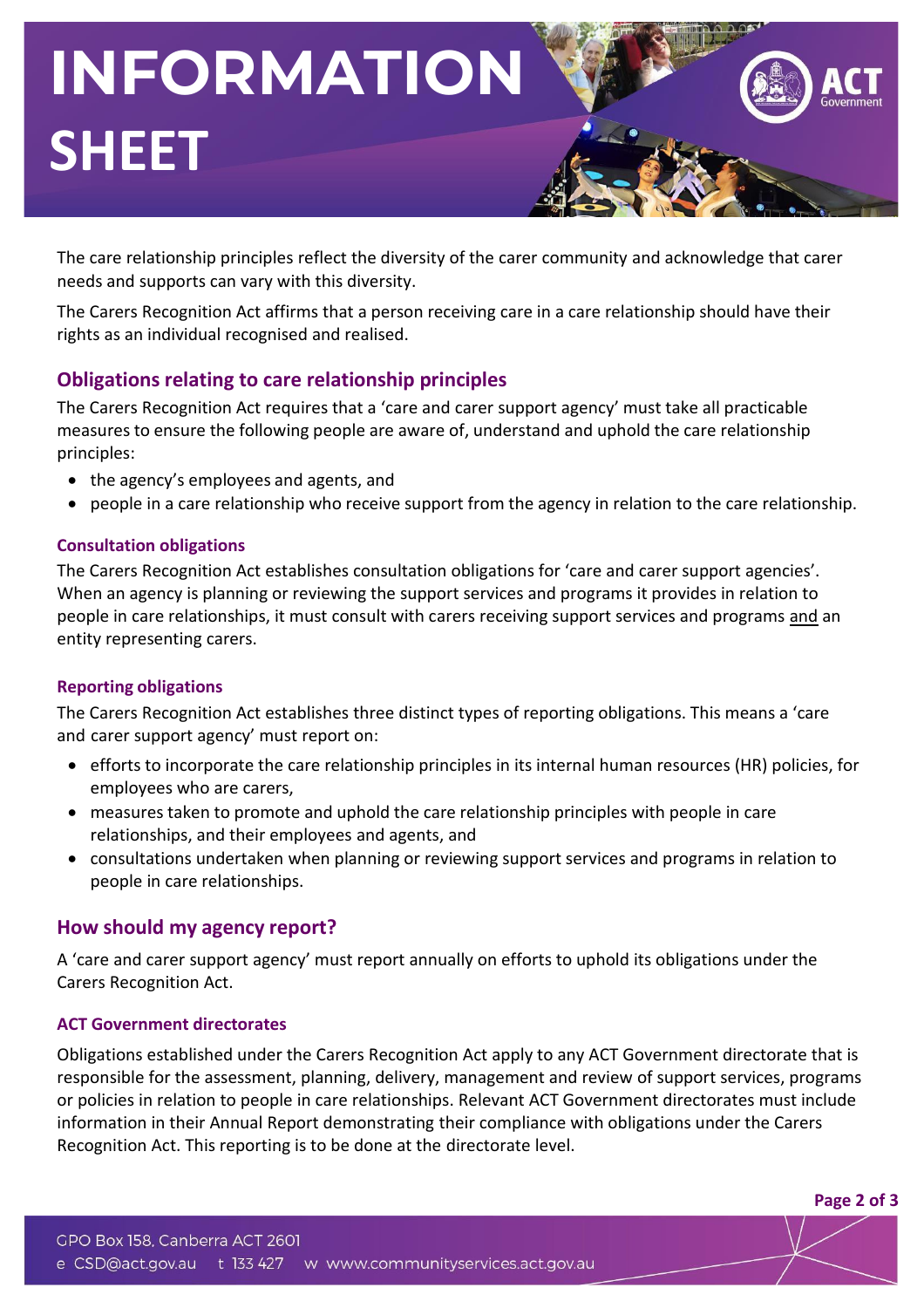The care relationship principles reflect the diversity of the carer community and acknowledge that carer needs and supports can vary with this diversity.

The Carers Recognition Act affirms that a person receiving care in a care relationship should have their rights as an individual recognised and realised.

## Obligations relating to care relationship principles

The Carers Recognition Act requires that a 'care and carer support agency' must take all practicable measures to ensure the following people are aware of, understand and uphold the care relationship principles:

- the agency's employees and agents, and
- people in a care relationship who receive support from the agency in relation to the care relationship.

### Consultation obligations

The Carers Recognition Act establishes consultation obligations for 'care and carer support agencies'. When an agency is planning or reviewing the support services and programs it provides in relation to people in care relationships, it must consult with carers receiving support services and programs and an entity representing carers.

### Reporting obligations

The Carers Recognition Act establishes three distinct types of reporting obligations. This means a 'care and carer support agency' must report on:

- efforts to incorporate the care relationship principles in its internal human resources (HR) policies, for employees who are carers,
- measures taken to promote and uphold the care relationship principles with people in care relationships, and their employees and agents, and
- consultations undertaken when planning or reviewing support services and programs in relation to people in care relationships.

## How should my agency report?

A 'care and carer support agency' must report annually on efforts to uphold its obligations under the Carers Recognition Act.

### ACT Government directorates

Obligations established under the Carers Recognition Act apply to any ACT Government directorate that is responsible for the assessment, planning, delivery, management and review of support services, programs or policies in relation to people in care relationships. Relevant ACT Government directorates must include information in their Annual Report demonstrating their compliance with obligations under the Carers Recognition Act. This reporting is to be done at the directorate level.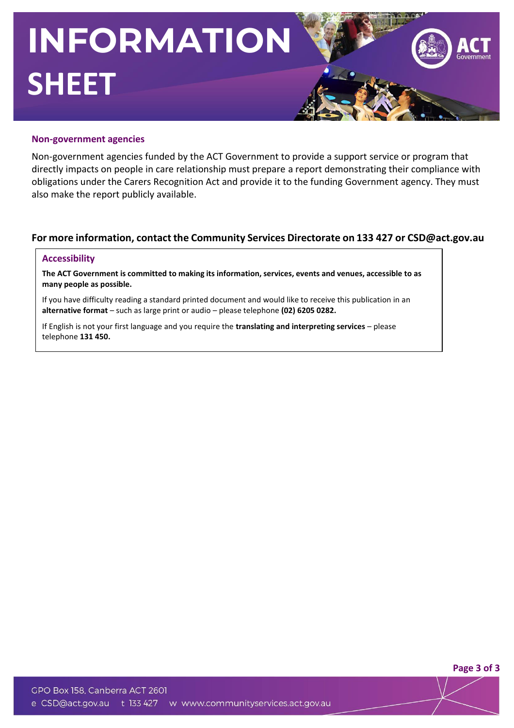### Non-government agencies

Non-government agencies funded by the ACT Government to provide a support service or program that directly impacts on people in care relationship must prepare a report demonstrating their compliance with obligations under the Carers Recognition Act and provide it to the funding Government agency. They must also make the report publicly available.

**For more information, contact the Community Services Directorate on 133 427 or CSD@act.gov.au**

### Accessibility

**The ACT Government is committed to making its information, services, events and venues, accessible to as many people as possible.**

If you have difficulty reading a standard printed document and would like to receive this publication in an **alternative format** – such as large print or audio – please telephone **(02) 6205 0282.**

If English is not your first language and you require the **translating and interpreting services** – please telephone **131 450.**